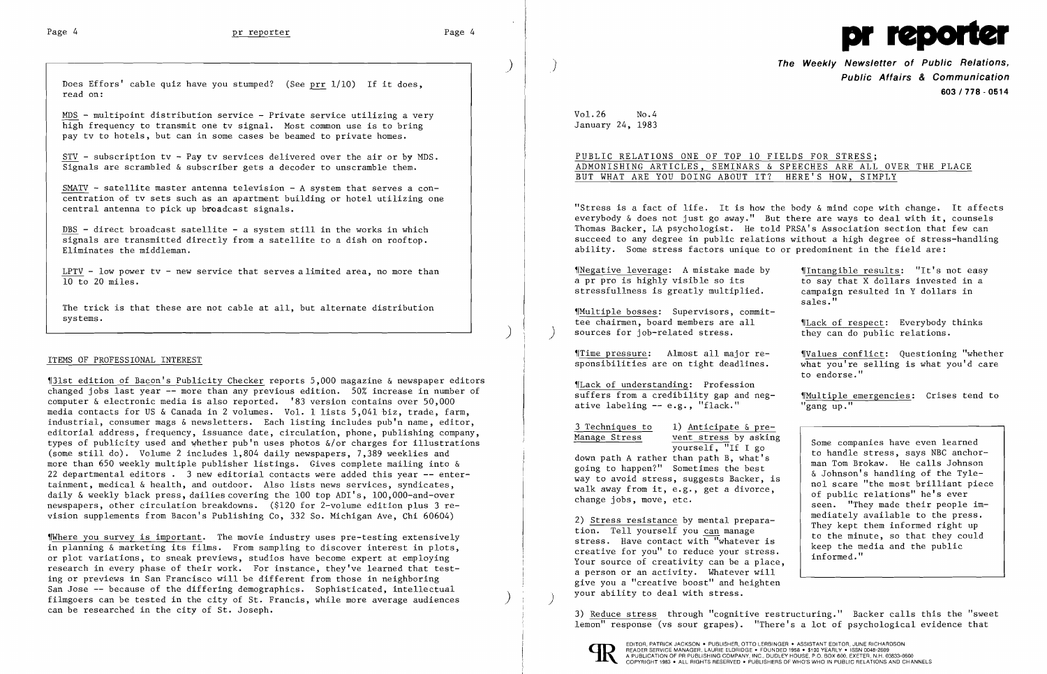Does Effors' cable quiz have you stumped? (See prr 1/10) If it does, read on:

MDS - multipoint distribution service - Private service utilizing a very high frequency to transmit one tv signal. Most common use is to bring pay tv to hotels, but can in some cases be beamed to private homes.

STV - subscription tv - Pay tv services delivered over the air or by MDS. Signals are scrambled & subscriber gets a decoder to unscramble them.

SMATV - satellite master antenna television - A system that serves a concentration of tv sets such as an apartment building or hotel utilizing one central antenna to pick up broadcast signals.

DBS - direct broadcast satellite - a system still in the works in which signals are transmitted directly from a satellite to a dish on rooftop. Eliminates the middleman.

LPTV - low power tv - new service that serves a limited area, no more than 10 to 20 miles.

The trick is that these are not cable at all, but alternate distribution systems.

## ITEMS OF PROFESSIONAL INTEREST

¶31st edition of Bacon's Publicity Checker reports 5,000 magazine & newspaper editors changed jobs last year -- more than any previous edition. 50% increase in number of computer & electronic media is also reported. '83 version contains over 50,000 media contacts for US & Canada in 2 volumes. Vol. 1 lists 5,041 biz, trade, farm, industrial, consumer mags & newsletters. Each listing includes pub'n name, editor, editorial address, frequency, issuance date, circulation, phone, publishing company, types of publicity used and whether pub'n uses photos &/or charges for illustrations (some still do). Volume 2 includes 1,804 daily newspapers, 7,389 weeklies and more than 650 weekly multiple publisher listings. Gives complete mailing into & 22 departmental editors. 3 new editorial contacts were added this year -- entertainment, medical & health, and outdoor. Also lists news services, syndicates, daily & weekly black press, dailies covering the 100 top ADI's, 100,000-and-over newspapers, other circulation breakdowns. ($120 for 2-volume edition plus 3 revision supplements from Bacon's Publishing Co, 332 So. Michigan Ave, Chi 60604)

¶Where you survey is important. The movie industry uses pre-testing extensively in planning & marketing its films. From sampling to discover interest in plots, or plot variations, to sneak previews, studios have become expert at employing research in every phase of their work. For instance, they've learned that testing or previews in San Francisco will be different from those in neighboring San Jose -- because of the differing demographics. Sophisticated, intellectual filmgoers can be tested in the city of St. Francis, while more average audiences can be researched in the city of St. Joseph.

# pr reporter

**The Weekly Newsletter of Public Relations, Public Affairs & Communication**
**603 / 778 - 0514**

Vol.26 No.4
January 24, 1983

## PUBLIC RELATIONS ONE OF TOP 10 FIELDS FOR STRESS; ADMONISHING ARTICLES, SEMINARS & SPEECHES ARE ALL OVER THE PLACE BUT WHAT ARE YOU DOING ABOUT IT? HERE'S HOW, SIMPLY

"Stress is a fact of life. It is how the body & mind cope with change. It affects everybody & does not just go away." But there are ways to deal with it, counsels Thomas Backer, LA psychologist. He told PRSA's Association section that few can succeed to any degree in public relations without a high degree of stress-handling ability. Some stress factors unique to or predominent in the field are:

¶Negative leverage: A mistake made by a pr pro is highly visible so its stressfullness is greatly multiplied.

¶Multiple bosses: Supervisors, committee chairmen, board members are all sources for job-related stress.

¶Time pressure: Almost all major responsibilities are on tight deadlines.

¶Lack of understanding: Profession suffers from a credibility gap and negative labeling -- e.g., "flack."

¶Intangible results: "It's not easy to say that X dollars invested in a campaign resulted in Y dollars in sales."

¶Lack of respect: Everybody thinks they can do public relations.

¶Values conflict: Questioning "whether what you're selling is what you'd care to endorse."

¶Multiple emergencies: Crises tend to "gang up."

3 Techniques to Manage Stress

1) Anticipate & prevent stress by asking yourself, "If I go down path A rather than path B, what's going to happen?" Sometimes the best way to avoid stress, suggests Backer, is walk away from it, e.g., get a divorce, change jobs, move, etc.

2) Stress resistance by mental preparation. Tell yourself you can manage stress. Have contact with "whatever is creative for you" to reduce your stress. Your source of creativity can be a place, a person or an activity. Whatever will give you a "creative boost" and heighten your ability to deal with stress.

Some companies have even learned to handle stress, says NBC anchorman Tom Brokaw. He calls Johnson & Johnson's handling of the Tylenol scare "the most brilliant piece of public relations" he's ever seen. "They made their people immediately available to the press. They kept them informed right up to the minute, so that they could keep the media and the public informed."

3) Reduce stress through "cognitive restructuring." Backer calls this the "sweet lemon" response (vs sour grapes). "There's a lot of psychological evidence that

EDITOR, PATRICK JACKSON • PUBLISHER, OTTO LERBINGER • ASSISTANT EDITOR, JUNE RICHARDSON
READER SERVICE MANAGER, LAURIE ELDRIDGE • FOUNDED 1958 • $100 YEARLY • ISSN 0048-2609
A PUBLICATION OF PR PUBLISHING COMPANY, INC., DUDLEY HOUSE, P.O. BOX 600, EXETER, N.H. 03833-0600
COPYRIGHT 1983 • ALL RIGHTS RESERVED • PUBLISHERS OF WHO'S WHO IN PUBLIC RELATIONS AND CHANNELS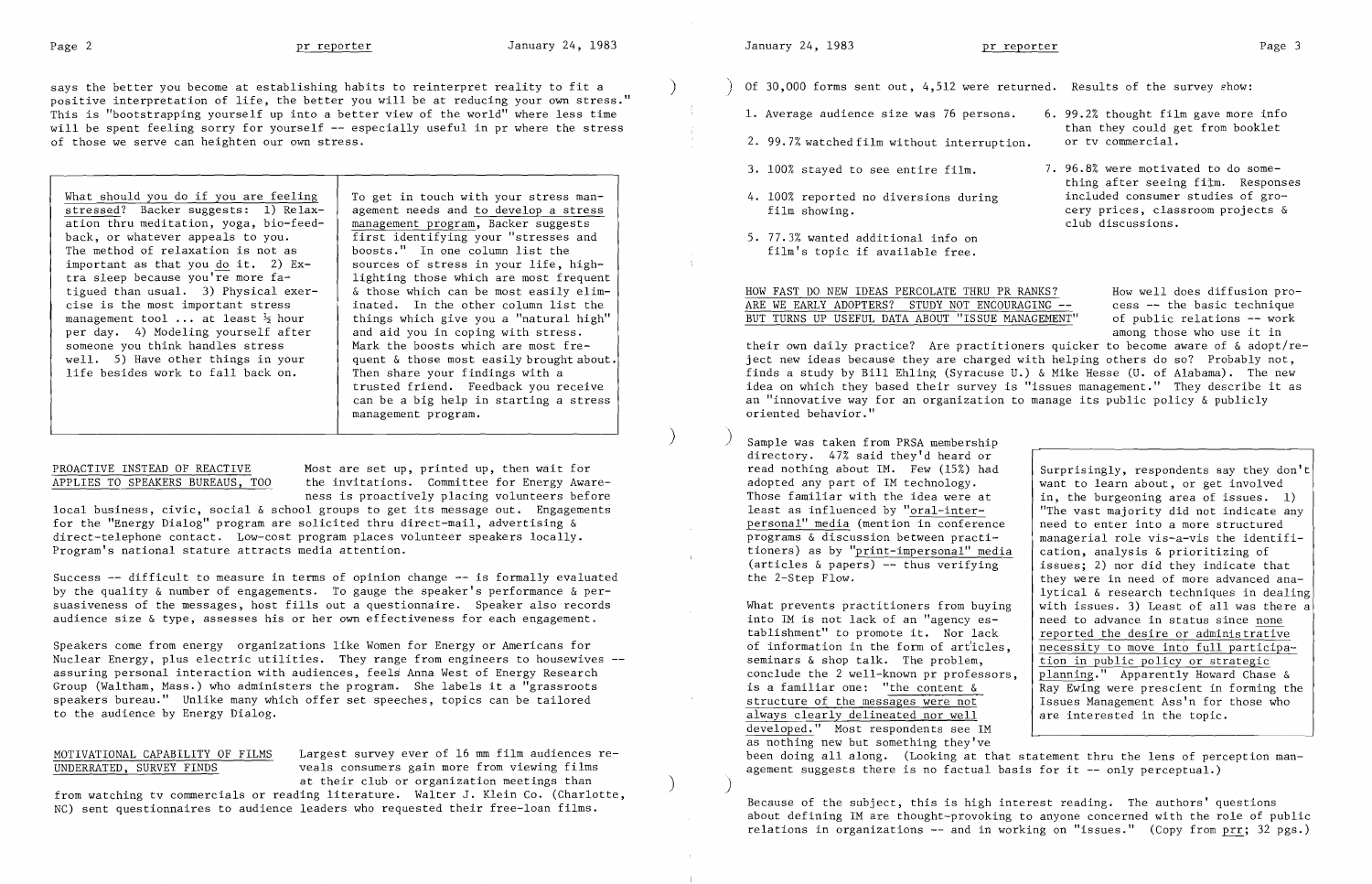says the better you become at establishing habits to reinterpret reality to fit a positive interpretation of life, the better you will be at reducing your own stress." This is "bootstrapping yourself up into a better view of the world" where less time will be spent feeling sorry for yourself -- especially useful in pr where the stress of those we serve can heighten our own stress.

| | |
|---|---|
| What should you do if you are feeling stressed? Backer suggests: 1) Relaxation thru meditation, yoga, bio-feedback, or whatever appeals to you. The method of relaxation is not as important as that you do it. 2) Extra sleep because you're more fatigued than usual. 3) Physical exercise is the most important stress management tool ... at least ½ hour per day. 4) Modeling yourself after someone you think handles stress well. 5) Have other things in your life besides work to fall back on. | To get in touch with your stress management needs and to develop a stress management program, Backer suggests first identifying your "stresses and boosts." In one column list the sources of stress in your life, highlighting those which are most frequent & those which can be most easily eliminated. In the other column list the things which give you a "natural high" and aid you in coping with stress. Mark the boosts which are most frequent & those most easily brought about. Then share your findings with a trusted friend. Feedback you receive can be a big help in starting a stress management program. |

PROACTIVE INSTEAD OF REACTIVE APPLIES TO SPEAKERS BUREAUS, TOO

Most are set up, printed up, then wait for the invitations. Committee for Energy Awareness is proactively placing volunteers before local business, civic, social & school groups to get its message out. Engagements for the "Energy Dialog" program are solicited thru direct-mail, advertising & direct-telephone contact. Low-cost program places volunteer speakers locally. Program's national stature attracts media attention.

Success -- difficult to measure in terms of opinion change -- is formally evaluated by the quality & number of engagements. To gauge the speaker's performance & persuasiveness of the messages, host fills out a questionnaire. Speaker also records audience size & type, assesses his or her own effectiveness for each engagement.

Speakers come from energy organizations like Women for Energy or Americans for Nuclear Energy, plus electric utilities. They range from engineers to housewives -- assuring personal interaction with audiences, feels Anna West of Energy Research Group (Waltham, Mass.) who administers the program. She labels it a "grassroots speakers bureau." Unlike many which offer set speeches, topics can be tailored to the audience by Energy Dialog.

MOTIVATIONAL CAPABILITY OF FILMS UNDERRATED, SURVEY FINDS

Largest survey ever of 16 mm film audiences reveals consumers gain more from viewing films at their club or organization meetings than from watching tv commercials or reading literature. Walter J. Klein Co. (Charlotte, NC) sent questionnaires to audience leaders who requested their free-loan films.

Of 30,000 forms sent out, 4,512 were returned. Results of the survey show:

1. Average audience size was 76 persons.
2. 99.7% watched film without interruption.
3. 100% stayed to see entire film.
4. 100% reported no diversions during film showing.
5. 77.3% wanted additional info on film's topic if available free.
6. 99.2% thought film gave more info than they could get from booklet or tv commercial.
7. 96.8% were motivated to do something after seeing film. Responses included consumer studies of grocery prices, classroom projects & club discussions.

HOW FAST DO NEW IDEAS PERCOLATE THRU PR RANKS? ARE WE EARLY ADOPTERS? STUDY NOT ENCOURAGING -- BUT TURNS UP USEFUL DATA ABOUT "ISSUE MANAGEMENT"

How well does diffusion process -- the basic technique of public relations -- work among those who use it in their own daily practice? Are practitioners quicker to become aware of & adopt/reject new ideas because they are charged with helping others do so? Probably not, finds a study by Bill Ehling (Syracuse U.) & Mike Hesse (U. of Alabama). The new idea on which they based their survey is "issues management." They describe it as an "innovative way for an organization to manage its public policy & publicly oriented behavior."

Sample was taken from PRSA membership directory. 47% said they'd heard or read nothing about IM. Few (15%) had adopted any part of IM technology. Those familiar with the idea were at least as influenced by "oral-interpersonal" media (mention in conference programs & discussion between practitioners) as by "print-impersonal" media (articles & papers) -- thus verifying the 2-Step Flow.

What prevents practitioners from buying into IM is not lack of an "agency establishment" to promote it. Nor lack of information in the form of articles, seminars & shop talk. The problem, conclude the 2 well-known pr professors, is a familiar one: "the content & structure of the messages were not always clearly delineated nor well developed." Most respondents see IM as nothing new but something they've been doing all along. (Looking at that statement thru the lens of perception management suggests there is no factual basis for it -- only perceptual.)

| |
|---|
| Surprisingly, respondents say they don't want to learn about, or get involved in, the burgeoning area of issues. 1) "The vast majority did not indicate any need to enter into a more structured managerial role vis-a-vis the identification, analysis & prioritizing of issues; 2) nor did they indicate that they were in need of more advanced analytical & research techniques in dealing with issues. 3) Least of all was there a need to advance in status since none reported the desire or administrative necessity to move into full participation in public policy or strategic planning." Apparently Howard Chase & Ray Ewing were prescient in forming the Issues Management Ass'n for those who are interested in the topic. |

Because of the subject, this is high interest reading. The authors' questions about defining IM are thought-provoking to anyone concerned with the role of public relations in organizations -- and in working on "issues." (Copy from prr; 32 pgs.)